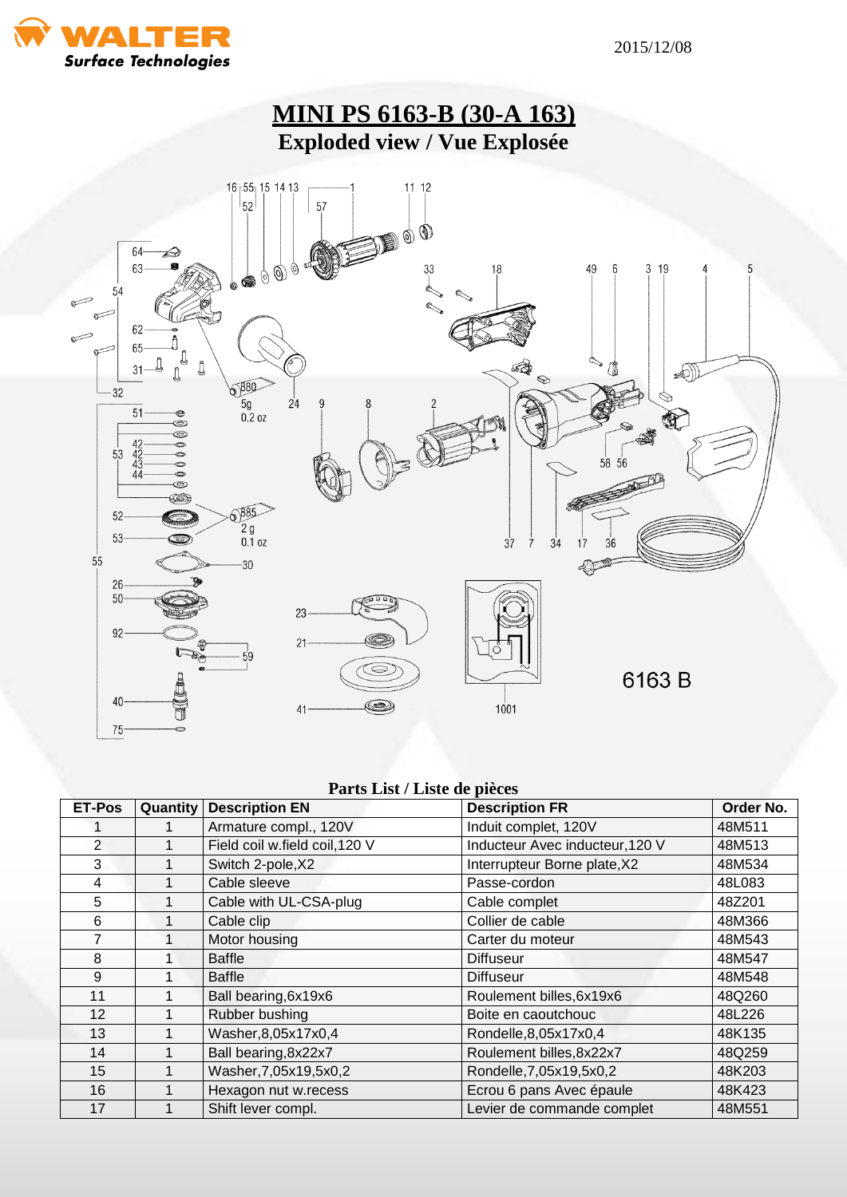# MINI PS 6163-B (30-A 163)

## Exploded view / Vue Explosée

### Parts List / Liste de pièces

| ET-Pos | Quantity | Description EN | Description FR | Order No. |
|---|---|---|---|---|
| 1 | 1 | Armature compl., 120V | Induit complet, 120V | 48M511 |
| 2 | 1 | Field coil w.field coil,120 V | Inducteur Avec inducteur,120 V | 48M513 |
| 3 | 1 | Switch 2-pole,X2 | Interrupteur Borne plate,X2 | 48M534 |
| 4 | 1 | Cable sleeve | Passe-cordon | 48L083 |
| 5 | 1 | Cable with UL-CSA-plug | Cable complet | 48Z201 |
| 6 | 1 | Cable clip | Collier de cable | 48M366 |
| 7 | 1 | Motor housing | Carter du moteur | 48M543 |
| 8 | 1 | Baffle | Diffuseur | 48M547 |
| 9 | 1 | Baffle | Diffuseur | 48M548 |
| 11 | 1 | Ball bearing,6x19x6 | Roulement billes,6x19x6 | 48Q260 |
| 12 | 1 | Rubber bushing | Boite en caoutchouc | 48L226 |
| 13 | 1 | Washer,8,05x17x0,4 | Rondelle,8,05x17x0,4 | 48K135 |
| 14 | 1 | Ball bearing,8x22x7 | Roulement billes,8x22x7 | 48Q259 |
| 15 | 1 | Washer,7,05x19,5x0,2 | Rondelle,7,05x19,5x0,2 | 48K203 |
| 16 | 1 | Hexagon nut w.recess | Ecrou 6 pans Avec épaule | 48K423 |
| 17 | 1 | Shift lever compl. | Levier de commande complet | 48M551 |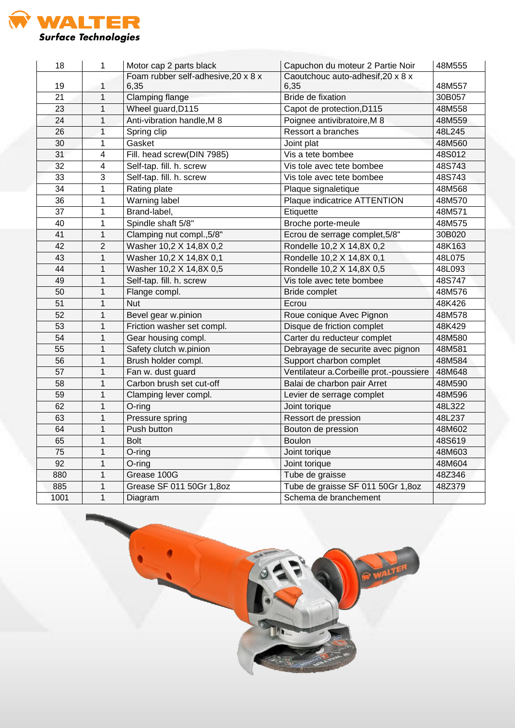| | | | | |
|---|---|---|---|---|
| 18 | 1 | Motor cap 2 parts black | Capuchon du moteur 2 Partie Noir | 48M555 |
| 19 | 1 | Foam rubber self-adhesive,20 x 8 x 6,35 | Caoutchouc auto-adhesif,20 x 8 x 6,35 | 48M557 |
| 21 | 1 | Clamping flange | Bride de fixation | 30B057 |
| 23 | 1 | Wheel guard,D115 | Capot de protection,D115 | 48M558 |
| 24 | 1 | Anti-vibration handle,M 8 | Poignee antivibratoire,M 8 | 48M559 |
| 26 | 1 | Spring clip | Ressort a branches | 48L245 |
| 30 | 1 | Gasket | Joint plat | 48M560 |
| 31 | 4 | Fill. head screw(DIN 7985) | Vis a tete bombee | 48S012 |
| 32 | 4 | Self-tap. fill. h. screw | Vis tole avec tete bombee | 48S743 |
| 33 | 3 | Self-tap. fill. h. screw | Vis tole avec tete bombee | 48S743 |
| 34 | 1 | Rating plate | Plaque signaletique | 48M568 |
| 36 | 1 | Warning label | Plaque indicatrice ATTENTION | 48M570 |
| 37 | 1 | Brand-label, | Etiquette | 48M571 |
| 40 | 1 | Spindle shaft 5/8" | Broche porte-meule | 48M575 |
| 41 | 1 | Clamping nut compl.,5/8" | Ecrou de serrage complet,5/8" | 30B020 |
| 42 | 2 | Washer 10,2 X 14,8X 0,2 | Rondelle 10,2 X 14,8X 0,2 | 48K163 |
| 43 | 1 | Washer 10,2 X 14,8X 0,1 | Rondelle 10,2 X 14,8X 0,1 | 48L075 |
| 44 | 1 | Washer 10,2 X 14,8X 0,5 | Rondelle 10,2 X 14,8X 0,5 | 48L093 |
| 49 | 1 | Self-tap. fill. h. screw | Vis tole avec tete bombee | 48S747 |
| 50 | 1 | Flange compl. | Bride complet | 48M576 |
| 51 | 1 | Nut | Ecrou | 48K426 |
| 52 | 1 | Bevel gear w.pinion | Roue conique Avec Pignon | 48M578 |
| 53 | 1 | Friction washer set compl. | Disque de friction complet | 48K429 |
| 54 | 1 | Gear housing compl. | Carter du reducteur complet | 48M580 |
| 55 | 1 | Safety clutch w.pinion | Debrayage de securite avec pignon | 48M581 |
| 56 | 1 | Brush holder compl. | Support charbon complet | 48M584 |
| 57 | 1 | Fan w. dust guard | Ventilateur a.Corbeille prot.-poussiere | 48M648 |
| 58 | 1 | Carbon brush set cut-off | Balai de charbon pair Arret | 48M590 |
| 59 | 1 | Clamping lever compl. | Levier de serrage complet | 48M596 |
| 62 | 1 | O-ring | Joint torique | 48L322 |
| 63 | 1 | Pressure spring | Ressort de pression | 48L237 |
| 64 | 1 | Push button | Bouton de pression | 48M602 |
| 65 | 1 | Bolt | Boulon | 48S619 |
| 75 | 1 | O-ring | Joint torique | 48M603 |
| 92 | 1 | O-ring | Joint torique | 48M604 |
| 880 | 1 | Grease 100G | Tube de graisse | 48Z346 |
| 885 | 1 | Grease SF 011 50Gr 1,8oz | Tube de graisse SF 011 50Gr 1,8oz | 48Z379 |
| 1001 | 1 | Diagram | Schema de branchement | |